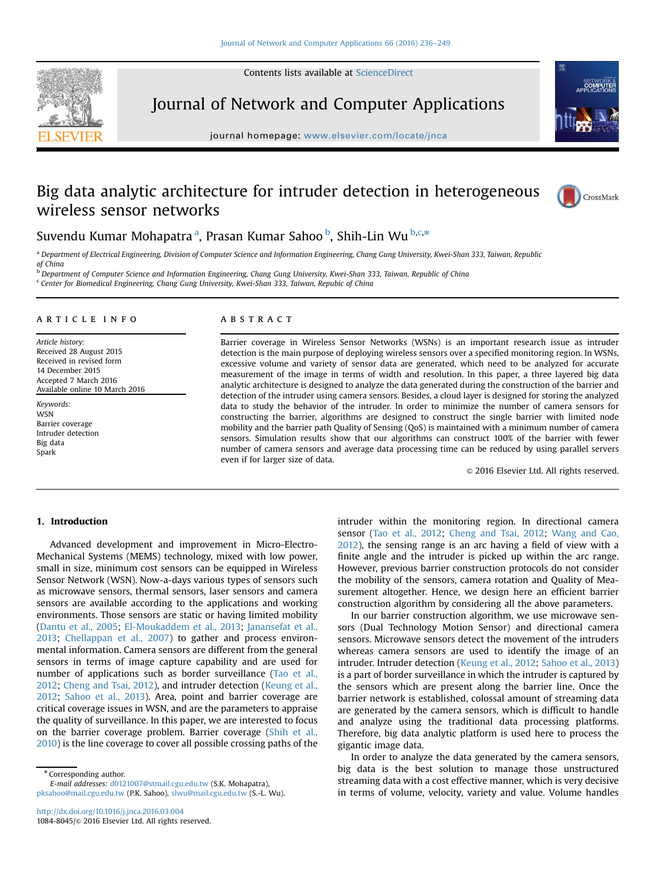Contents lists available at ScienceDirect

# Journal of Network and Computer Applications

journal homepage: www.elsevier.com/locate/jnca

# Big data analytic architecture for intruder detection in heterogeneous wireless sensor networks

Suvendu Kumar Mohapatra [a], Prasan Kumar Sahoo [b], Shih-Lin Wu [b,c,*]

[a] Department of Electrical Engineering, Division of Computer Science and Information Engineering, Chang Gung University, Kwei-Shan 333, Taiwan, Republic of China

[b] Department of Computer Science and Information Engineering, Chang Gung University, Kwei-Shan 333, Taiwan, Republic of China

[c] Center for Biomedical Engineering, Chang Gung University, Kwei-Shan 333, Taiwan, Republic of China

## ARTICLE INFO

*Article history:*
Received 28 August 2015
Received in revised form
14 December 2015
Accepted 7 March 2016
Available online 10 March 2016

*Keywords:*
WSN
Barrier coverage
Intruder detection
Big data
Spark

## ABSTRACT

Barrier coverage in Wireless Sensor Networks (WSNs) is an important research issue as intruder detection is the main purpose of deploying wireless sensors over a specified monitoring region. In WSNs, excessive volume and variety of sensor data are generated, which need to be analyzed for accurate measurement of the image in terms of width and resolution. In this paper, a three layered big data analytic architecture is designed to analyze the data generated during the construction of the barrier and detection of the intruder using camera sensors. Besides, a cloud layer is designed for storing the analyzed data to study the behavior of the intruder. In order to minimize the number of camera sensors for constructing the barrier, algorithms are designed to construct the single barrier with limited node mobility and the barrier path Quality of Sensing (QoS) is maintained with a minimum number of camera sensors. Simulation results show that our algorithms can construct 100% of the barrier with fewer number of camera sensors and average data processing time can be reduced by using parallel servers even if for larger size of data.

© 2016 Elsevier Ltd. All rights reserved.

## 1. Introduction

Advanced development and improvement in Micro-Electro-Mechanical Systems (MEMS) technology, mixed with low power, small in size, minimum cost sensors can be equipped in Wireless Sensor Network (WSN). Now-a-days various types of sensors such as microwave sensors, thermal sensors, laser sensors and camera sensors are available according to the applications and working environments. Those sensors are static or having limited mobility (Dantu et al., 2005; El-Moukaddem et al., 2013; Janansefat et al., 2013; Chellappan et al., 2007) to gather and process environmental information. Camera sensors are different from the general sensors in terms of image capture capability and are used for number of applications such as border surveillance (Tao et al., 2012; Cheng and Tsai, 2012), and intruder detection (Keung et al., 2012; Sahoo et al., 2013). Area, point and barrier coverage are critical coverage issues in WSN, and are the parameters to appraise the quality of surveillance. In this paper, we are interested to focus on the barrier coverage problem. Barrier coverage (Shih et al., 2010) is the line coverage to cover all possible crossing paths of the intruder within the monitoring region. In directional camera sensor (Tao et al., 2012; Cheng and Tsai, 2012; Wang and Cao, 2012), the sensing range is an arc having a field of view with a finite angle and the intruder is picked up within the arc range. However, previous barrier construction protocols do not consider the mobility of the sensors, camera rotation and Quality of Measurement altogether. Hence, we design here an efficient barrier construction algorithm by considering all the above parameters.

In our barrier construction algorithm, we use microwave sensors (Dual Technology Motion Sensor) and directional camera sensors. Microwave sensors detect the movement of the intruders whereas camera sensors are used to identify the image of an intruder. Intruder detection (Keung et al., 2012; Sahoo et al., 2013) is a part of border surveillance in which the intruder is captured by the sensors which are present along the barrier line. Once the barrier network is established, colossal amount of streaming data are generated by the camera sensors, which is difficult to handle and analyze using the traditional data processing platforms. Therefore, big data analytic platform is used here to process the gigantic image data.

In order to analyze the data generated by the camera sensors, big data is the best solution to manage those unstructured streaming data with a cost effective manner, which is very decisive in terms of volume, velocity, variety and value. Volume handles

---

* Corresponding author.
*E-mail addresses:* d0121007@stmail.cgu.edu.tw (S.K. Mohapatra), pksahoo@mail.cgu.edu.tw (P.K. Sahoo), slwu@mail.cgu.edu.tw (S.-L. Wu).

http://dx.doi.org/10.1016/j.jnca.2016.03.004
1084-8045/© 2016 Elsevier Ltd. All rights reserved.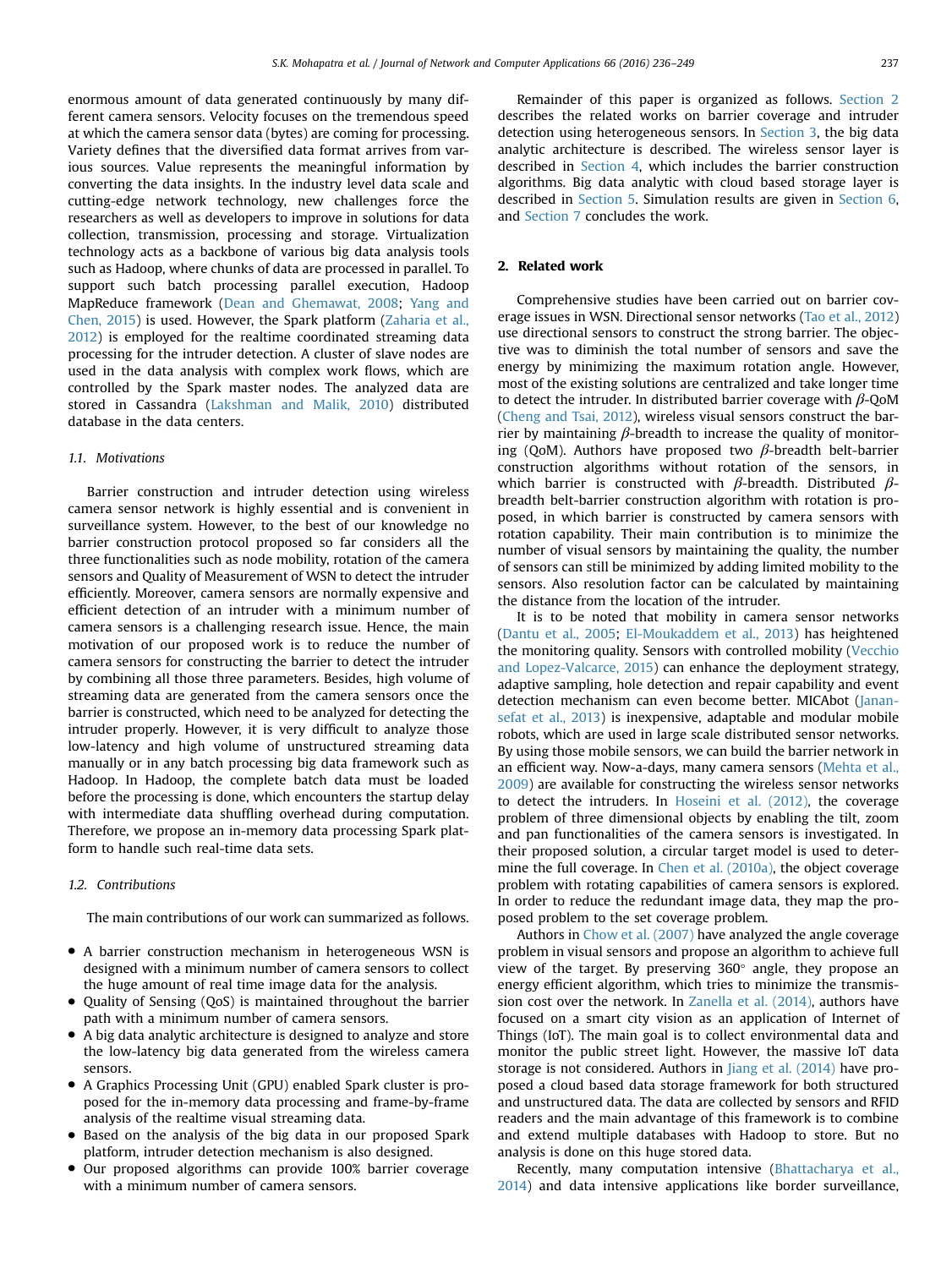enormous amount of data generated continuously by many different camera sensors. Velocity focuses on the tremendous speed at which the camera sensor data (bytes) are coming for processing. Variety defines that the diversified data format arrives from various sources. Value represents the meaningful information by converting the data insights. In the industry level data scale and cutting-edge network technology, new challenges force the researchers as well as developers to improve in solutions for data collection, transmission, processing and storage. Virtualization technology acts as a backbone of various big data analysis tools such as Hadoop, where chunks of data are processed in parallel. To support such batch processing parallel execution, Hadoop MapReduce framework (Dean and Ghemawat, 2008; Yang and Chen, 2015) is used. However, the Spark platform (Zaharia et al., 2012) is employed for the realtime coordinated streaming data processing for the intruder detection. A cluster of slave nodes are used in the data analysis with complex work flows, which are controlled by the Spark master nodes. The analyzed data are stored in Cassandra (Lakshman and Malik, 2010) distributed database in the data centers.

### 1.1. Motivations

Barrier construction and intruder detection using wireless camera sensor network is highly essential and is convenient in surveillance system. However, to the best of our knowledge no barrier construction protocol proposed so far considers all the three functionalities such as node mobility, rotation of the camera sensors and Quality of Measurement of WSN to detect the intruder efficiently. Moreover, camera sensors are normally expensive and efficient detection of an intruder with a minimum number of camera sensors is a challenging research issue. Hence, the main motivation of our proposed work is to reduce the number of camera sensors for constructing the barrier to detect the intruder by combining all those three parameters. Besides, high volume of streaming data are generated from the camera sensors once the barrier is constructed, which need to be analyzed for detecting the intruder properly. However, it is very difficult to analyze those low-latency and high volume of unstructured streaming data manually or in any batch processing big data framework such as Hadoop. In Hadoop, the complete batch data must be loaded before the processing is done, which encounters the startup delay with intermediate data shuffling overhead during computation. Therefore, we propose an in-memory data processing Spark platform to handle such real-time data sets.

### 1.2. Contributions

The main contributions of our work can summarized as follows.

- A barrier construction mechanism in heterogeneous WSN is designed with a minimum number of camera sensors to collect the huge amount of real time image data for the analysis.
- Quality of Sensing (QoS) is maintained throughout the barrier path with a minimum number of camera sensors.
- A big data analytic architecture is designed to analyze and store the low-latency big data generated from the wireless camera sensors.
- A Graphics Processing Unit (GPU) enabled Spark cluster is proposed for the in-memory data processing and frame-by-frame analysis of the realtime visual streaming data.
- Based on the analysis of the big data in our proposed Spark platform, intruder detection mechanism is also designed.
- Our proposed algorithms can provide 100% barrier coverage with a minimum number of camera sensors.

Remainder of this paper is organized as follows. Section 2 describes the related works on barrier coverage and intruder detection using heterogeneous sensors. In Section 3, the big data analytic architecture is described. The wireless sensor layer is described in Section 4, which includes the barrier construction algorithms. Big data analytic with cloud based storage layer is described in Section 5. Simulation results are given in Section 6, and Section 7 concludes the work.

## 2. Related work

Comprehensive studies have been carried out on barrier coverage issues in WSN. Directional sensor networks (Tao et al., 2012) use directional sensors to construct the strong barrier. The objective was to diminish the total number of sensors and save the energy by minimizing the maximum rotation angle. However, most of the existing solutions are centralized and take longer time to detect the intruder. In distributed barrier coverage with $\beta$-QoM (Cheng and Tsai, 2012), wireless visual sensors construct the barrier by maintaining $\beta$-breadth to increase the quality of monitoring (QoM). Authors have proposed two $\beta$-breadth belt-barrier construction algorithms without rotation of the sensors, in which barrier is constructed with $\beta$-breadth. Distributed $\beta$-breadth belt-barrier construction algorithm with rotation is proposed, in which barrier is constructed by camera sensors with rotation capability. Their main contribution is to minimize the number of visual sensors by maintaining the quality, the number of sensors can still be minimized by adding limited mobility to the sensors. Also resolution factor can be calculated by maintaining the distance from the location of the intruder.

It is to be noted that mobility in camera sensor networks (Dantu et al., 2005; El-Moukaddem et al., 2013) has heightened the monitoring quality. Sensors with controlled mobility (Vecchio and Lopez-Valcarce, 2015) can enhance the deployment strategy, adaptive sampling, hole detection and repair capability and event detection mechanism can even become better. MICAbot (Janansefat et al., 2013) is inexpensive, adaptable and modular mobile robots, which are used in large scale distributed sensor networks. By using those mobile sensors, we can build the barrier network in an efficient way. Now-a-days, many camera sensors (Mehta et al., 2009) are available for constructing the wireless sensor networks to detect the intruders. In Hoseini et al. (2012), the coverage problem of three dimensional objects by enabling the tilt, zoom and pan functionalities of the camera sensors is investigated. In their proposed solution, a circular target model is used to determine the full coverage. In Chen et al. (2010a), the object coverage problem with rotating capabilities of camera sensors is explored. In order to reduce the redundant image data, they map the proposed problem to the set coverage problem.

Authors in Chow et al. (2007) have analyzed the angle coverage problem in visual sensors and propose an algorithm to achieve full view of the target. By preserving 360° angle, they propose an energy efficient algorithm, which tries to minimize the transmission cost over the network. In Zanella et al. (2014), authors have focused on a smart city vision as an application of Internet of Things (IoT). The main goal is to collect environmental data and monitor the public street light. However, the massive IoT data storage is not considered. Authors in Jiang et al. (2014) have proposed a cloud based data storage framework for both structured and unstructured data. The data are collected by sensors and RFID readers and the main advantage of this framework is to combine and extend multiple databases with Hadoop to store. But no analysis is done on this huge stored data.

Recently, many computation intensive (Bhattacharya et al., 2014) and data intensive applications like border surveillance,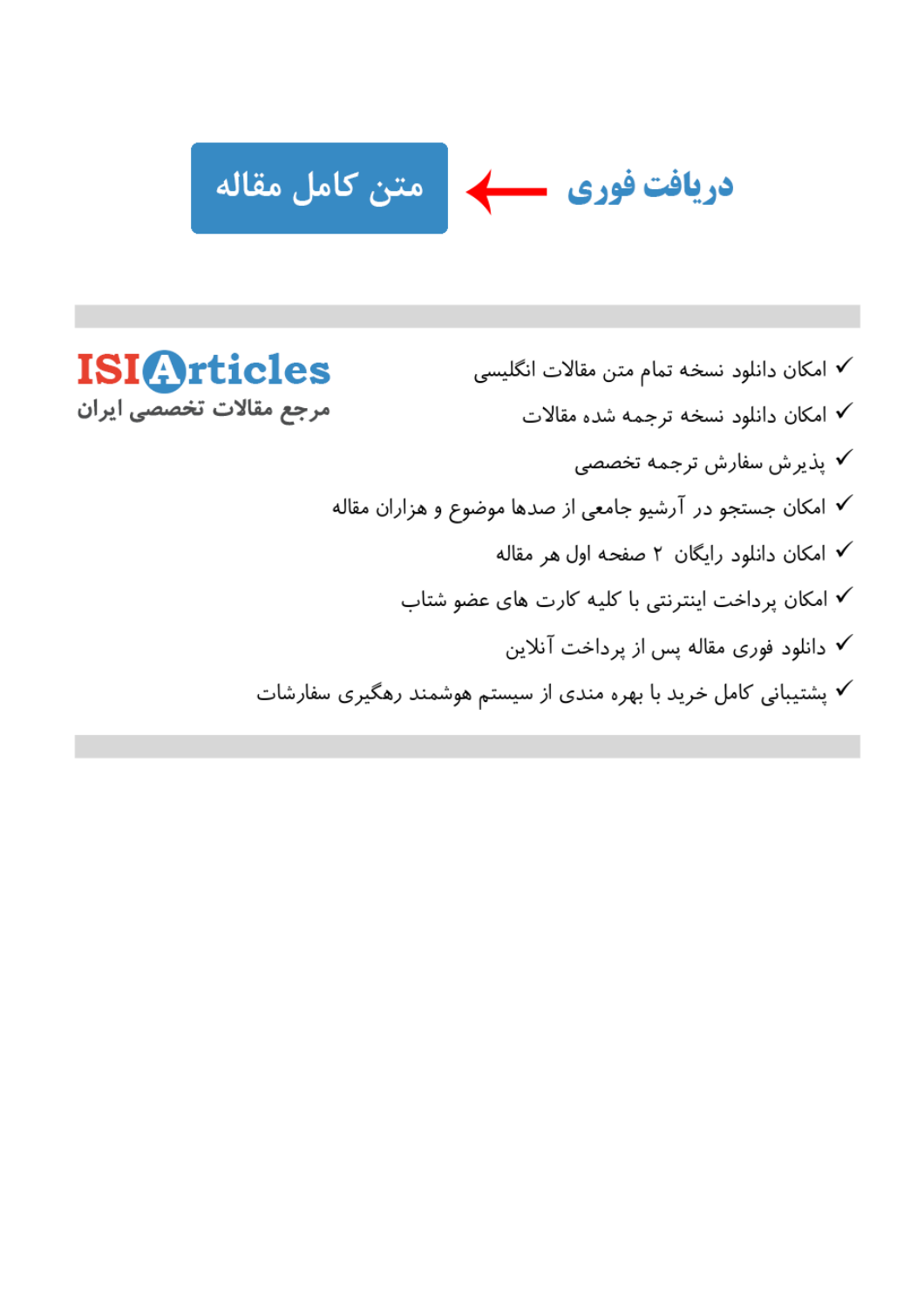دریافت فوری ← متن کامل مقاله

ISIArticles

مرجع مقالات تخصصی ایران

- ✓ امکان دانلود نسخه تمام متن مقالات انگلیسی
- ✓ امکان دانلود نسخه ترجمه شده مقالات
- ✓ پذیرش سفارش ترجمه تخصصی
- ✓ امکان جستجو در آرشیو جامعی از صدها موضوع و هزاران مقاله
- ✓ امکان دانلود رایگان ۲ صفحه اول هر مقاله
- ✓ امکان پرداخت اینترنتی با کلیه کارت های عضو شتاب
- ✓ دانلود فوری مقاله پس از پرداخت آنلاین
- ✓ پشتیبانی کامل خرید با بهره مندی از سیستم هوشمند رهگیری سفارشات